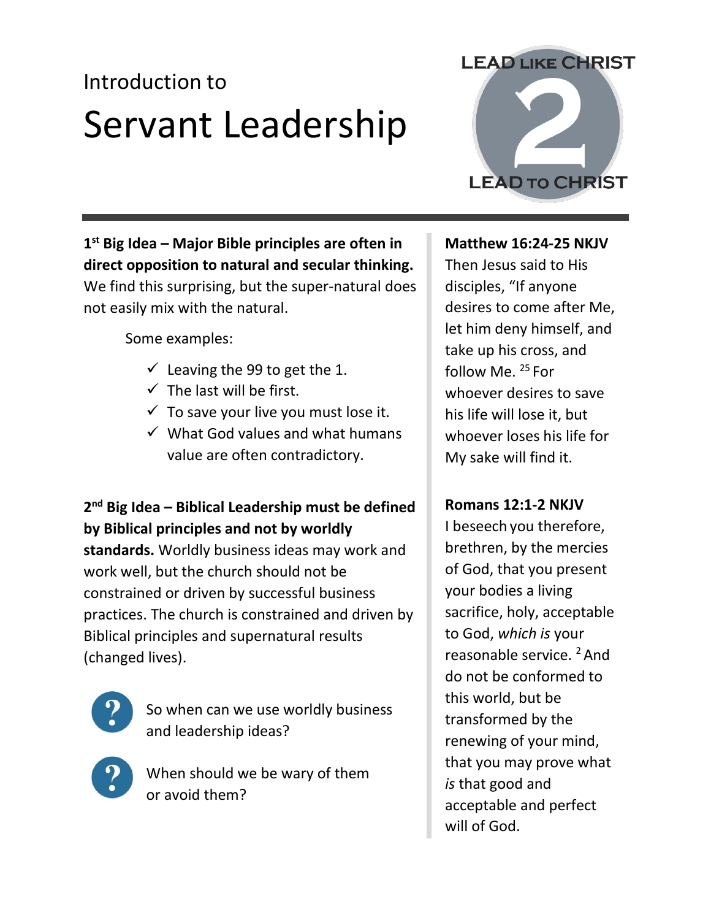Introduction to

# Servant Leadership

LEAD LIKE CHRIST 2 LEAD TO CHRIST

**1st Big Idea – Major Bible principles are often in direct opposition to natural and secular thinking.** We find this surprising, but the super-natural does not easily mix with the natural.

Some examples:

- ✓ Leaving the 99 to get the 1.
- ✓ The last will be first.
- ✓ To save your live you must lose it.
- ✓ What God values and what humans value are often contradictory.

**2nd Big Idea – Biblical Leadership must be defined by Biblical principles and not by worldly standards.** Worldly business ideas may work and work well, but the church should not be constrained or driven by successful business practices. The church is constrained and driven by Biblical principles and supernatural results (changed lives).

? So when can we use worldly business and leadership ideas?

? When should we be wary of them or avoid them?

**Matthew 16:24-25 NKJV**
Then Jesus said to His disciples, "If anyone desires to come after Me, let him deny himself, and take up his cross, and follow Me. [25] For whoever desires to save his life will lose it, but whoever loses his life for My sake will find it.

**Romans 12:1-2 NKJV**
I beseech you therefore, brethren, by the mercies of God, that you present your bodies a living sacrifice, holy, acceptable to God, *which is* your reasonable service. [2] And do not be conformed to this world, but be transformed by the renewing of your mind, that you may prove what *is* that good and acceptable and perfect will of God.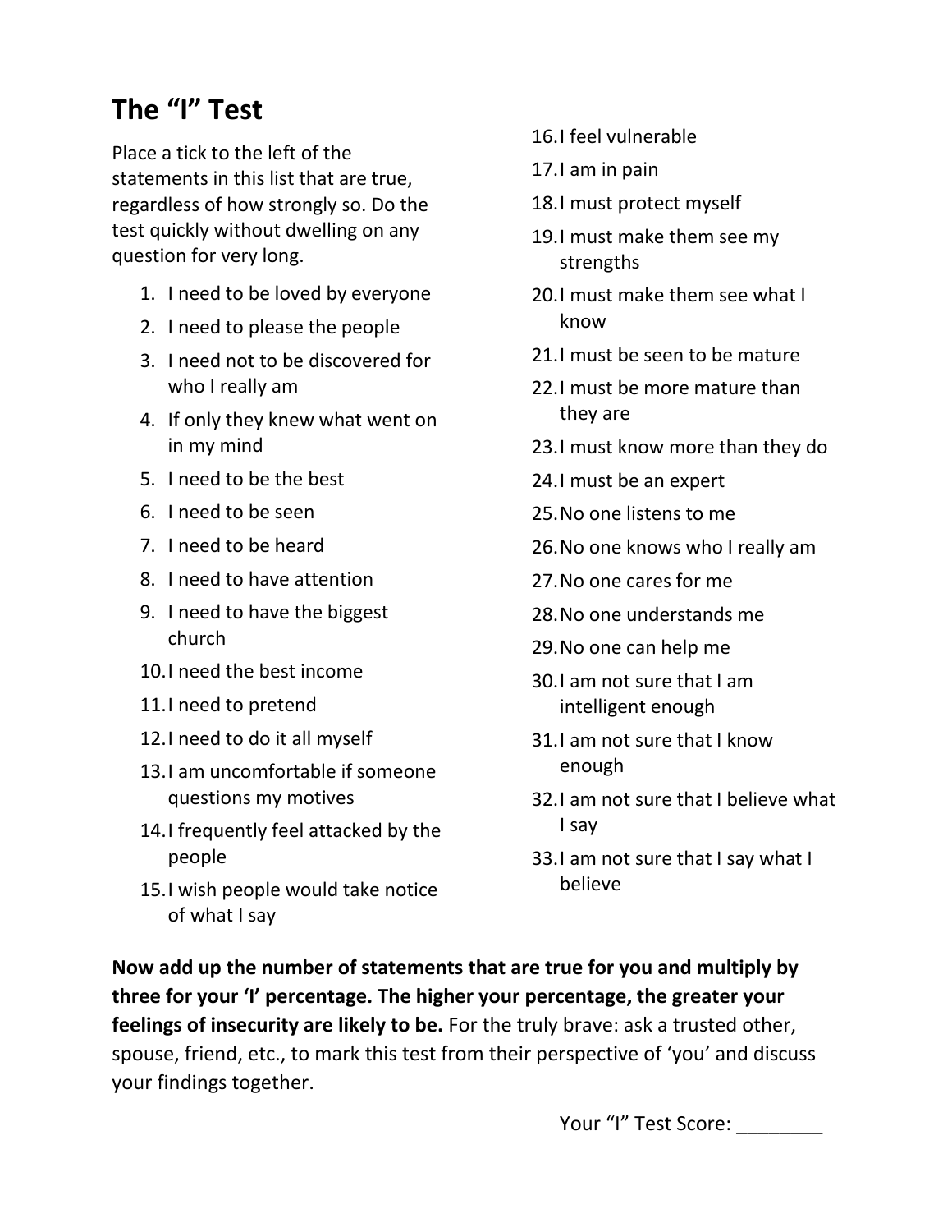# The "I" Test

Place a tick to the left of the statements in this list that are true, regardless of how strongly so. Do the test quickly without dwelling on any question for very long.

1. I need to be loved by everyone
2. I need to please the people
3. I need not to be discovered for who I really am
4. If only they knew what went on in my mind
5. I need to be the best
6. I need to be seen
7. I need to be heard
8. I need to have attention
9. I need to have the biggest church
10. I need the best income
11. I need to pretend
12. I need to do it all myself
13. I am uncomfortable if someone questions my motives
14. I frequently feel attacked by the people
15. I wish people would take notice of what I say
16. I feel vulnerable
17. I am in pain
18. I must protect myself
19. I must make them see my strengths
20. I must make them see what I know
21. I must be seen to be mature
22. I must be more mature than they are
23. I must know more than they do
24. I must be an expert
25. No one listens to me
26. No one knows who I really am
27. No one cares for me
28. No one understands me
29. No one can help me
30. I am not sure that I am intelligent enough
31. I am not sure that I know enough
32. I am not sure that I believe what I say
33. I am not sure that I say what I believe

**Now add up the number of statements that are true for you and multiply by three for your 'I' percentage. The higher your percentage, the greater your feelings of insecurity are likely to be.** For the truly brave: ask a trusted other, spouse, friend, etc., to mark this test from their perspective of 'you' and discuss your findings together.

Your "I" Test Score: ________